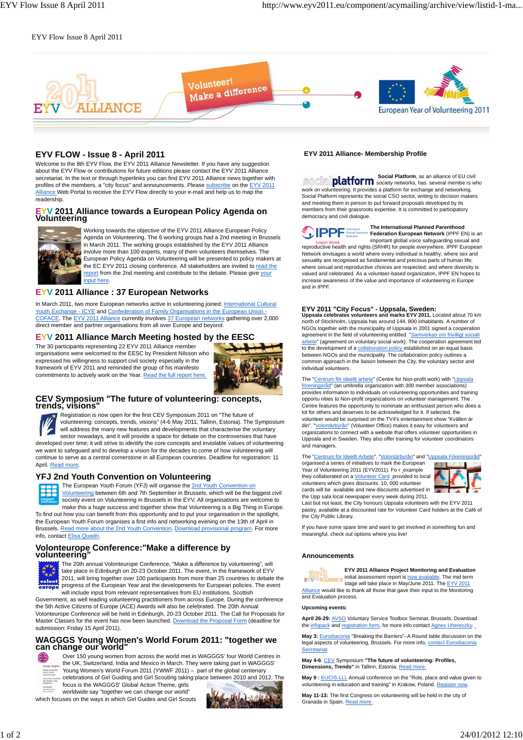EYV Flow Issue 8 April 2011

## EYV FLOW - Issue 8 - April 2011

Welcome to the 8th EYV Flow, the EYV 2011 Alliance Newsletter. If you have any suggestion about the EYV Flow or contributions for future editions please contact the EYV 2011 Alliance secretariat. In the text or through hyperlinks you can find EYV 2011 Alliance news together with profiles of the members, a "city focus" and announcements. Please subscribe on the EYV 2011 Alliance Web Portal to receive the EYV Flow directly to your e-mail and help us to map the readership.

## EYV 2011 Alliance towards a European Policy Agenda on Volunteering

Working towards the objective of the EYV 2011 Alliance European Policy Agenda on Volunteering. The 6 working groups had a 2nd meeting in Brussels in March 2011. The working groups established by the EYV 2011 Alliance involve more than 100 experts, many of them volunteers themselves. The European Policy Agenda on Volunteering will be presented to policy makers at the EC EYV 2011 closing conference. All stakeholders are invited to read the report from the 2nd meeting and contribute to the debate. Please give your input here.

## EYV 2011 Alliance : 37 European Networks

In March 2011, two more European networks active in volunteering joined: International Cultural Youth Exchange - ICYE and Confederation of Family Organisations in the European Union - COFACE. The EYV 2011 Alliance currently involves 37 European networks gathering over 2,000 direct member and partner organisations from all over Europe and beyond.

## EYV 2011 Alliance March Meeting hosted by the EESC

The 30 participants representing 22 EYV 2011 Alliance member organisations were welcomed to the EESC by President Nilsson who expressed his willingness to support civil society especially in the framework of EYV 2011 and reminded the group of his manifesto commitments to actively work on the Year. Read the full report here.

## CEV Symposium "The future of volunteering: concepts, trends, visions"

Registration is now open for the first CEV Symposium 2011 on "The future of volunteering: concepts, trends, visions" (4-6 May 2011, Tallinn, Estonia). The Symposium will address the many new features and developments that characterise the voluntary sector nowadays, and it will provide a space for debate on the controversies that have developed over time; it will strive to identify the core concepts and inviolable values of volunteering we want to safeguard and to develop a vision for the decades to come of how volunteering will continue to serve as a central cornerstone in all European countries. Deadline for registration: 11 April. Read more.

## YFJ 2nd Youth Convention on Volunteering

The European Youth Forum (YFJ) will organise the 2nd Youth Convention on Volunteering between 6th and 7th September in Brussels, which will be the biggest civil society event on Volunteering in Brussels in the EYV. All organisations are welcome to make this a huge success and together show that Volunteering is a Big Thing in Europe. To find out how you can benefit from this opportunity and to put your organisation in the spotlight, the European Youth Forum organises a first info and networking evening on the 13th of April in Brussels. Read more about the 2nd Youth Convention. Download provisional program. For more info, contact Elisa Quadri.

## Volonteurope Conference:"Make a difference by volunteering"

The 20th annual Volonteurope Conference, "Make a difference by volunteering", will take place in Edinburgh on 20-23 October 2011. The event, in the framework of EYV 2011, will bring together over 100 participants from more than 25 countries to debate the progress of the European Year and the developments for the European Year. The event will include input from relevant representatives from EU institutions, Scottish Government, as well as leading volunteering practitioners from across Europe. During the conference the 5th Active Citizens of Europe (ACE) Awards will also be celebrated. The 20th Annual Volonteurope Conference will be held in Edinburgh, 20-23 October 2011. The Call for Proposals for Master Classes for the event has now been launched. Download the Proposal Form (deadline for submission: Friday 15 April 2011).

## WAGGGS Young Women's World Forum 2011: "together we can change our world"

Over 150 young women from across the world met in WAGGGS' four World Centres in the UK, Switzerland, India and Mexico in March. They were taking part in WAGGGS' Young Women's World Forum 2011 (YWWF 2011) – part of the global centenary celebrations of Girl Guiding and Girl Scouting taking place between 2010 and 2012. The focus is the WAGGGS' Global Action Theme, girls worldwide say "together we can change our world" which focuses on the ways in which Girl Guides and Girl Scouts

## EYV 2011 Alliance- Membership Profile

**Social Platform**, as an alliance of EU civil society networks, has several membe rs who work on volunteering. It provides a platform for exchange and networking. Social Platform represents the social CSO sector, writing to decision makers and meeting them in person to put forward proposals developed by its members from their grassroots expertise. It is committed to participatory democracy and civil dialogue.

**The International Planned Parenthood Federation European Network** (IPPF EN) is an important global voice safeguarding sexual and reproductive health and rights (SRHR) for people everywhere. IPPF European Network envisages a world where every individual is healthy; where sex and sexuality are recognised as fundamental and precious parts of human life; where sexual and reproductive choices are respected; and where diversity is valued and celebrated. As a volunteer-based organization, IPPF EN hopes to increase awareness of the value and importance of volunteering in Europe and in IPPF.

## EYV 2011 "City Focus" - Uppsala, Sweden:

**Uppsala celebrates volunteers and marks EYV 2011.** Located about 70 km north of Stockholm, Uppsala has around 144, 800 inhabitants. A number of NGOs together with the municipality of Uppsala in 2001 signed a cooperation agreement in the field of volunteering entitled "Samverkan om frivilligt socialt arbete" (agreement on voluntary social work). The cooperation agreement led to the development of a collaboration policy established on an equal basis between NGOs and the municipality. The collaboration policy outlines a common approach in the liaison between the City, the voluntary sector and individual volunteers.

The "Centrum för ideellt arbete" (Centre for Non-profit work) with "Uppsala föreningsråd" (an umbrella organization with 300 member associations) provides information to individuals on volunteering opportunities and training opportu nities to Non-profit organizations on volunteer management. The Centre features the opportunity to nominate an enthusiast person who does a lot for others and deserves to be acknowledged for it. If selected, the volunteer would be surprised on the TV4's entertainment show "Kvällen är din". "Volontärbyrån" (Volunteer Office) makes it easy for volunteers and organizations to connect with a website that offers volunteer opportunities in Uppsala and in Sweden. They also offer training for volunteer coordinators and managers.

The "Centrum för Ideellt Arbete", "Volontärbyrån" and "Uppsala Föreningsråd" organised a series of initiatives to mark the European Year of Volunteering 2011 (EYV2011). Fo r .example they collaborated on a Volunteer Card provided to local volunteers which gives discounts. 10, 000 volunteer cards will be available and new discounts advertised in the Upp sala local newspaper every week during 2011. Last but not least, the City honours Uppsala volunteers with the EYV 2011 pastry, available at a discounted rate for Volunteer Card holders at the Café of the City Public Library.

If you have some spare time and want to get involved in something fun and meaningful, check out options where you live!

## Announcements

**EYV 2011 Alliance Project Monitoring and Evaluation** initial assessment report is now available. The mid term stage will take place in May/June 2011. The EYV 2011 Alliance would like to thank all those that gave their input to the Monitoring and Evaluation process.

**Upcoming events:**

**April 26-29:** AVSO Voluntary Service Toolbox Seminar, Brussels, Download the infopack and registration form, for more info contact Agnes Uhereczky.

**May 3:** Eurodiaconia "Breaking the Barriers"–A Round table discussion on the legal aspects of volunteering, Brussels. For more info, contact Eurodiaconia Secretariat.

**May 4-6**: CEV Symposium **"The future of volunteering: Profiles, Dimensions, Trends"** in Tallinn, Estonia. Read more.

**May 9 :** EUCIS-LLL Annual conference on the "Role, place and value given to volunteering in education and training" in Krakow, Poland. Register now.

**May 11-13:** The first Congress on volunteering will be held in the city of Granada in Spain. Read more.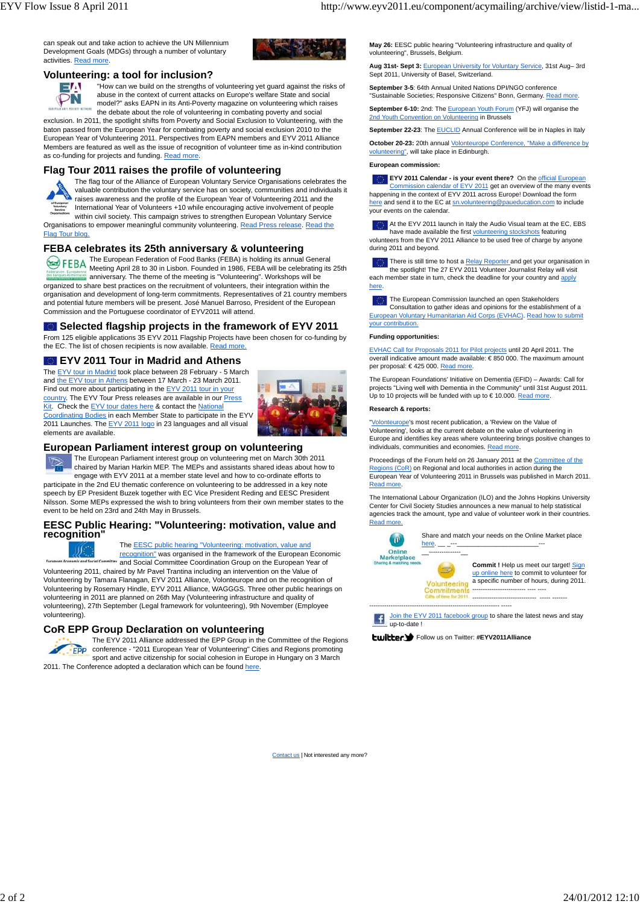can speak out and take action to achieve the UN Millennium Development Goals (MDGs) through a number of voluntary activities. Read more.

## Volunteering: a tool for inclusion?

"How can we build on the strengths of volunteering yet guard against the risks of abuse in the context of current attacks on Europe's welfare State and social model?" asks EAPN in its Anti-Poverty magazine on volunteering which raises the debate about the role of volunteering in combating poverty and social exclusion. In 2011, the spotlight shifts from Poverty and Social Exclusion to Volunteering, with the baton passed from the European Year for combating poverty and social exclusion 2010 to the European Year of Volunteering 2011. Perspectives from EAPN members and EYV 2011 Alliance Members are featured as well as the issue of recognition of volunteer time as in-kind contribution as co-funding for projects and funding. Read more.

## Flag Tour 2011 raises the profile of volunteering

The flag tour of the Alliance of European Voluntary Service Organisations celebrates the valuable contribution the voluntary service has on society, communities and individuals it raises awareness and the profile of the European Year of Volunteering 2011 and the International Year of Volunteers +10 while encouraging active involvement of people within civil society. This campaign strives to strengthen European Voluntary Service Organisations to empower meaningful community volunteering. Read Press release. Read the Flag Tour blog.

## FEBA celebrates its 25th anniversary & volunteering

The European Federation of Food Banks (FEBA) is holding its annual General Meeting April 28 to 30 in Lisbon. Founded in 1986, FEBA will be celebrating its 25th anniversary. The theme of the meeting is "Volunteering". Workshops will be organized to share best practices on the recruitment of volunteers, their integration within the organisation and development of long-term commitments. Representatives of 21 country members and potential future members will be present. José Manuel Barroso, President of the European Commission and the Portuguese coordinator of EYV2011 will attend.

## Selected flagship projects in the framework of EYV 2011

From 125 eligible applications 35 EYV 2011 Flagship Projects have been chosen for co-funding by the EC. The list of chosen recipients is now available. Read more.

## EYV 2011 Tour in Madrid and Athens

The EYV tour in Madrid took place between 28 February - 5 March and the EYV tour in Athens between 17 March - 23 March 2011. Find out more about participating in the EYV 2011 tour in your country. The EYV Tour Press releases are available in our Press Kit. Check the EYV tour dates here & contact the National Coordinating Bodies in each Member State to participate in the EYV 2011 Launches. The EYV 2011 logo in 23 languages and all visual elements are available.

## European Parliament interest group on volunteering

The European Parliament interest group on volunteering met on March 30th 2011 chaired by Marian Harkin MEP. The MEPs and assistants shared ideas about how to engage with EYV 2011 at a member state level and how to co-ordinate efforts to participate in the 2nd EU thematic conference on volunteering to be addressed in a key note speech by EP President Buzek together with EC Vice President Reding and EESC President Nilsson. Some MEPs expressed the wish to bring volunteers from their own member states to the event to be held on 23rd and 24th May in Brussels.

## EESC Public Hearing: "Volunteering: motivation, value and recognition"

The EESC public hearing "Volunteering: motivation, value and recognition" was organised in the framework of the European Economic and Social Committee Coordination Group on the European Year of Volunteering 2011, chaired by Mr Pavel Trantina including an intervention on the Value of Volunteering by Tamara Flanagan, EYV 2011 Alliance, Volonteurope and on the recognition of Volunteering by Rosemary Hindle, EYV 2011 Alliance, WAGGGS. Three other public hearings on volunteering in 2011 are planned on 26th May (Volunteering infrastructure and quality of volunteering), 27th September (Legal framework for volunteering), 9th November (Employee volunteering).

## CoR EPP Group Declaration on volunteering

The EYV 2011 Alliance addressed the EPP Group in the Committee of the Regions conference - "2011 European Year of Volunteering" Cities and Regions promoting sport and active citizenship for social cohesion in Europe in Hungary on 3 March 2011. The Conference adopted a declaration which can be found here.

**May 26:** EESC public hearing "Volunteering infrastructure and quality of volunteering", Brussels, Belgium.

**Aug 31st- Sept 3:** European University for Voluntary Service, 31st Aug– 3rd Sept 2011, University of Basel, Switzerland.

**September 3-5**: 64th Annual United Nations DPI/NGO conference "Sustainable Societies; Responsive Citizens" Bonn, Germany. Read more.

**September 6-10:** 2nd: The European Youth Forum (YFJ) will organise the 2nd Youth Convention on Volunteering in Brussels

**September 22-23**: The EUCLID Annual Conference will be in Naples in Italy

**October 20-23:** 20th annual Volonteurope Conference, "Make a difference by volunteering", will take place in Edinburgh.

**European commission:**

**EYV 2011 Calendar - is your event there?** On the official European Commission calendar of EYV 2011 get an overview of the many events happening in the context of EYV 2011 across Europe! Download the form here and send it to the EC at sn.volunteering@paueducation.com to include your events on the calendar.

At the EYV 2011 launch in Italy the Audio Visual team at the EC, EBS have made available the first volunteering stockshots featuring volunteers from the EYV 2011 Alliance to be used free of charge by anyone during 2011 and beyond.

There is still time to host a Relay Reporter and get your organisation in the spotlight! The 27 EYV 2011 Volunteer Journalist Relay will visit each member state in turn, check the deadline for your country and apply here.

The European Commission launched an open Stakeholders Consultation to gather ideas and opinions for the establishment of a European Voluntary Humanitarian Aid Corps (EVHAC). Read how to submit your contribution.

**Funding opportunities:**

EVHAC Call for Proposals 2011 for Pilot projects until 20 April 2011. The overall indicative amount made available: € 850 000. The maximum amount per proposal: € 425 000. Read more.

The European Foundations' Initiative on Dementia (EFID) – Awards: Call for projects "Living well with Dementia in the Community" until 31st August 2011. Up to 10 projects will be funded with up to € 10.000. Read more.

**Research & reports:**

"Volonteurope's most recent publication, a 'Review on the Value of Volunteering', looks at the current debate on the value of volunteering in Europe and identifies key areas where volunteering brings positive changes to individuals, communities and economies. Read more.

Proceedings of the Forum held on 26 January 2011 at the Committee of the Regions (CoR) on Regional and local authorities in action during the European Year of Volunteering 2011 in Brussels was published in March 2011. Read more.

The International Labour Organization (ILO) and the Johns Hopkins University Center for Civil Society Studies announces a new manual to help statistical agencies track the amount, type and value of volunteer work in their countries. Read more.

Share and match your needs on the Online Market place here.

**Commit !** Help us meet our target! Sign up online here to commit to volunteer for a specific number of hours, during 2011.

Join the EYV 2011 facebook group to share the latest news and stay up-to-date !

Follow us on Twitter: **#EYV2011Alliance**

Contact us | Not interested any more?